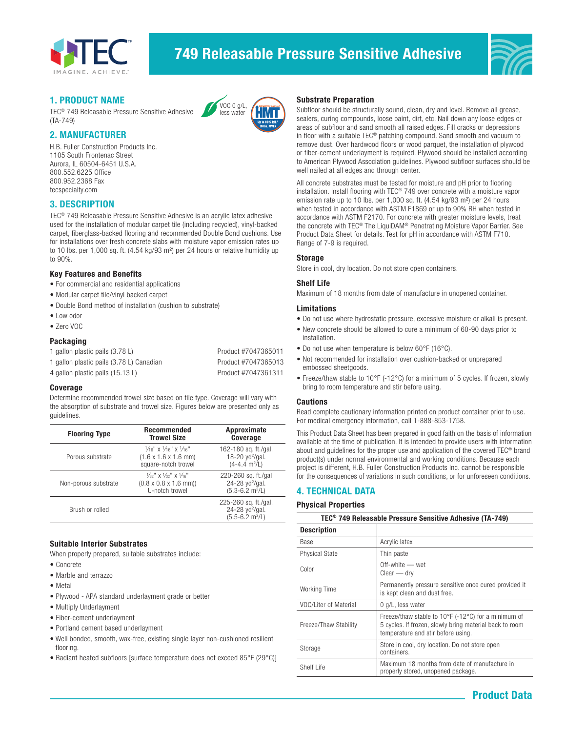# 749 Releasable Pressure Sensitive Adhesive

## 1. PRODUCT NAME

TEC® 749 Releasable Pressure Sensitive Adhesive (TA-749)

VOC 0 g/L, less water

HMT Up to 90% RH / 10 lbs. MVER

## 2. MANUFACTURER

H.B. Fuller Construction Products Inc.
1105 South Frontenac Street
Aurora, IL 60504-6451 U.S.A.
800.552.6225 Office
800.952.2368 Fax
tecspecialty.com

## 3. DESCRIPTION

TEC® 749 Releasable Pressure Sensitive Adhesive is an acrylic latex adhesive used for the installation of modular carpet tile (including recycled), vinyl-backed carpet, fiberglass-backed flooring and recommended Double Bond cushions. Use for installations over fresh concrete slabs with moisture vapor emission rates up to 10 lbs. per 1,000 sq. ft. (4.54 kg/93 m²) per 24 hours or relative humidity up to 90%.

### Key Features and Benefits

- For commercial and residential applications
- Modular carpet tile/vinyl backed carpet
- Double Bond method of installation (cushion to substrate)
- Low odor
- Zero VOC

### Packaging

| | |
|---|---|
| 1 gallon plastic pails (3.78 L) | Product #7047365011 |
| 1 gallon plastic pails (3.78 L) Canadian | Product #7047365013 |
| 4 gallon plastic pails (15.13 L) | Product #7047361311 |

### Coverage

Determine recommended trowel size based on tile type. Coverage will vary with the absorption of substrate and trowel size. Figures below are presented only as guidelines.

| Flooring Type | Recommended Trowel Size | Approximate Coverage |
|---|---|---|
| Porous substrate | 1/16" x 1/16" x 1/16" (1.6 x 1.6 x 1.6 mm) square-notch trowel | 162-180 sq. ft./gal. 18-20 yd²/gal. (4-4.4 m²/L) |
| Non-porous substrate | 1/32" x 1/32" x 1/16" (0.8 x 0.8 x 1.6 mm)) U-notch trowel | 220-260 sq. ft./gal 24-28 yd²/gal. (5.3-6.2 m²/L) |
| Brush or rolled | | 225-260 sq. ft./gal. 24-28 yd²/gal. (5.5-6.2 m²/L) |

### Suitable Interior Substrates

When properly prepared, suitable substrates include:

- Concrete
- Marble and terrazzo
- Metal
- Plywood - APA standard underlayment grade or better
- Multiply Underlayment
- Fiber-cement underlayment
- Portland cement based underlayment
- Well bonded, smooth, wax-free, existing single layer non-cushioned resilient flooring.
- Radiant heated subfloors [surface temperature does not exceed 85°F (29°C)]

### Substrate Preparation

Subfloor should be structurally sound, clean, dry and level. Remove all grease, sealers, curing compounds, loose paint, dirt, etc. Nail down any loose edges or areas of subfloor and sand smooth all raised edges. Fill cracks or depressions in floor with a suitable TEC® patching compound. Sand smooth and vacuum to remove dust. Over hardwood floors or wood parquet, the installation of plywood or fiber-cement underlayment is required. Plywood should be installed according to American Plywood Association guidelines. Plywood subfloor surfaces should be well nailed at all edges and through center.

All concrete substrates must be tested for moisture and pH prior to flooring installation. Install flooring with TEC® 749 over concrete with a moisture vapor emission rate up to 10 lbs. per 1,000 sq. ft. (4.54 kg/93 m²) per 24 hours when tested in accordance with ASTM F1869 or up to 90% RH when tested in accordance with ASTM F2170. For concrete with greater moisture levels, treat the concrete with TEC® The LiquiDAM® Penetrating Moisture Vapor Barrier. See Product Data Sheet for details. Test for pH in accordance with ASTM F710. Range of 7-9 is required.

### Storage

Store in cool, dry location. Do not store open containers.

### Shelf Life

Maximum of 18 months from date of manufacture in unopened container.

### Limitations

- Do not use where hydrostatic pressure, excessive moisture or alkali is present.
- New concrete should be allowed to cure a minimum of 60-90 days prior to installation.
- Do not use when temperature is below 60°F (16°C).
- Not recommended for installation over cushion-backed or unprepared embossed sheetgoods.
- Freeze/thaw stable to 10°F (-12°C) for a minimum of 5 cycles. If frozen, slowly bring to room temperature and stir before using.

### Cautions

Read complete cautionary information printed on product container prior to use. For medical emergency information, call 1-888-853-1758.

This Product Data Sheet has been prepared in good faith on the basis of information available at the time of publication. It is intended to provide users with information about and guidelines for the proper use and application of the covered TEC® brand product(s) under normal environmental and working conditions. Because each project is different, H.B. Fuller Construction Products Inc. cannot be responsible for the consequences of variations in such conditions, or for unforeseen conditions.

## 4. TECHNICAL DATA

### Physical Properties

| TEC® 749 Releasable Pressure Sensitive Adhesive (TA-749) | |
|---|---|
| **Description** | |
| Base | Acrylic latex |
| Physical State | Thin paste |
| Color | Off-white — wet<br>Clear — dry |
| Working Time | Permanently pressure sensitive once cured provided it is kept clean and dust free. |
| VOC/Liter of Material | 0 g/L, less water |
| Freeze/Thaw Stability | Freeze/thaw stable to 10°F (-12°C) for a minimum of 5 cycles. If frozen, slowly bring material back to room temperature and stir before using. |
| Storage | Store in cool, dry location. Do not store open containers. |
| Shelf Life | Maximum 18 months from date of manufacture in properly stored, unopened package. |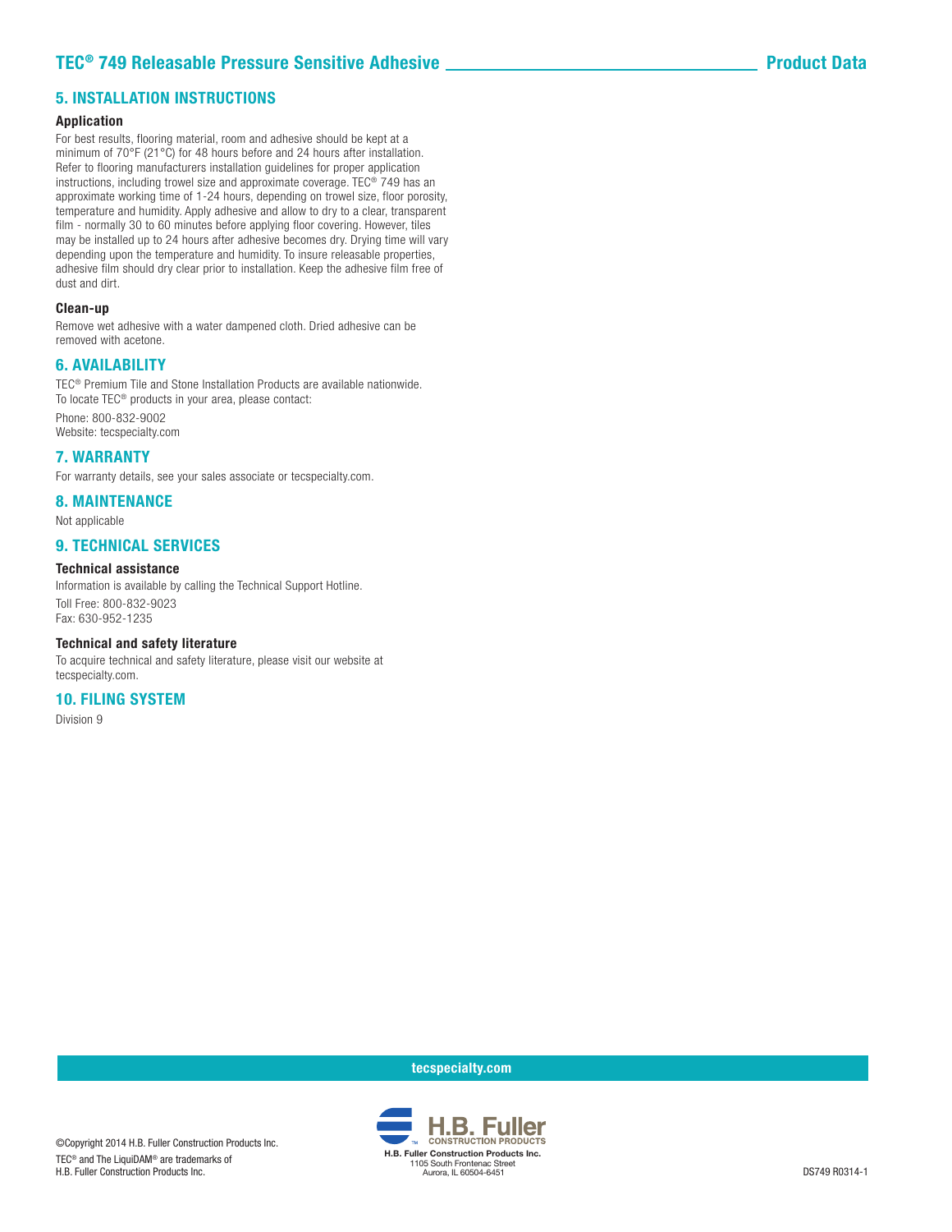## 5. INSTALLATION INSTRUCTIONS

### Application

For best results, flooring material, room and adhesive should be kept at a minimum of 70°F (21°C) for 48 hours before and 24 hours after installation. Refer to flooring manufacturers installation guidelines for proper application instructions, including trowel size and approximate coverage. TEC® 749 has an approximate working time of 1-24 hours, depending on trowel size, floor porosity, temperature and humidity. Apply adhesive and allow to dry to a clear, transparent film - normally 30 to 60 minutes before applying floor covering. However, tiles may be installed up to 24 hours after adhesive becomes dry. Drying time will vary depending upon the temperature and humidity. To insure releasable properties, adhesive film should dry clear prior to installation. Keep the adhesive film free of dust and dirt.

### Clean-up

Remove wet adhesive with a water dampened cloth. Dried adhesive can be removed with acetone.

## 6. AVAILABILITY

TEC® Premium Tile and Stone Installation Products are available nationwide. To locate TEC® products in your area, please contact:

Phone: 800-832-9002
Website: tecspecialty.com

## 7. WARRANTY

For warranty details, see your sales associate or tecspecialty.com.

## 8. MAINTENANCE

Not applicable

## 9. TECHNICAL SERVICES

### Technical assistance

Information is available by calling the Technical Support Hotline.

Toll Free: 800-832-9023
Fax: 630-952-1235

### Technical and safety literature

To acquire technical and safety literature, please visit our website at tecspecialty.com.

## 10. FILING SYSTEM

Division 9

tecspecialty.com

©Copyright 2014 H.B. Fuller Construction Products Inc.

TEC® and The LiquiDAM® are trademarks of H.B. Fuller Construction Products Inc.

H.B. Fuller Construction Products Inc.
1105 South Frontenac Street
Aurora, IL 60504-6451

DS749 R0314-1